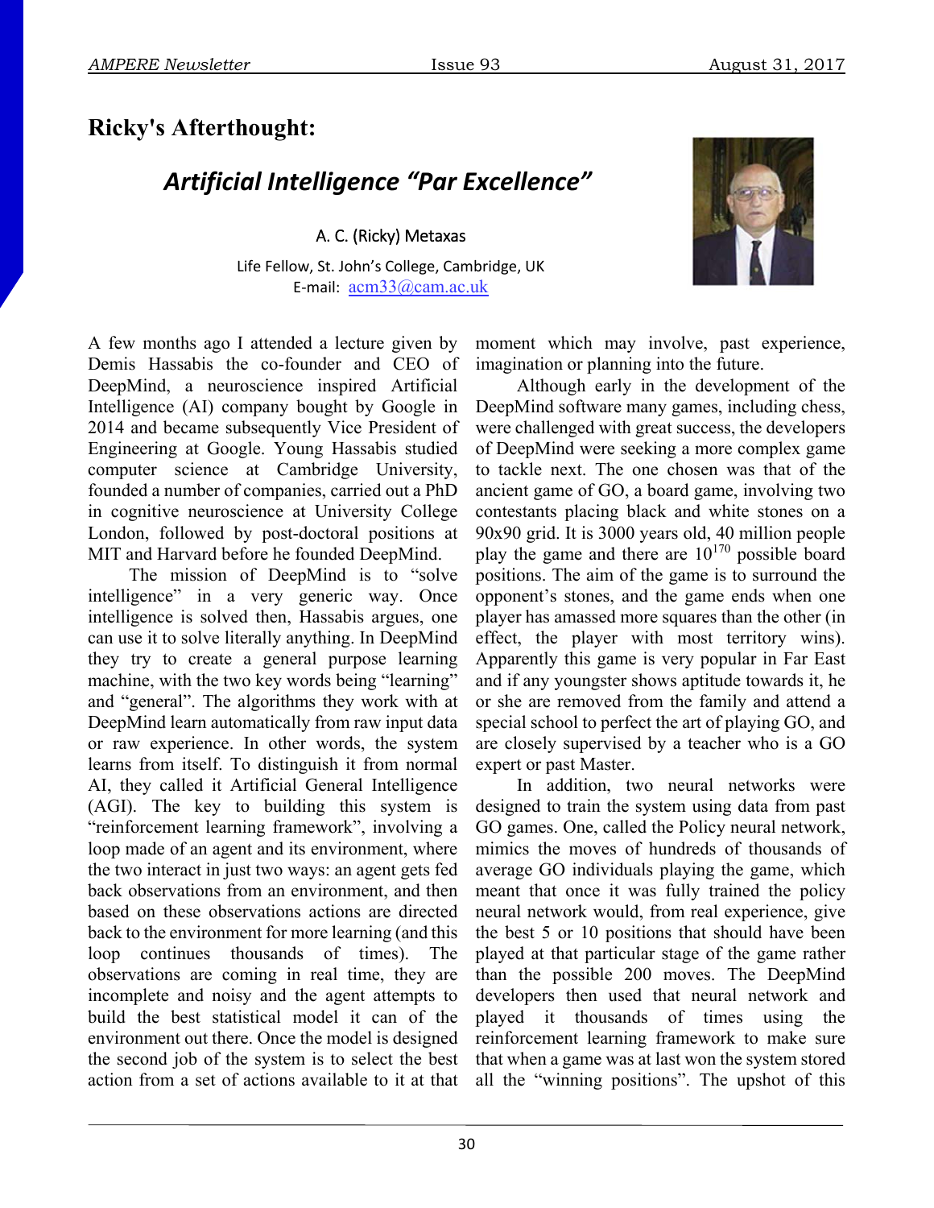# Ricky's Afterthought:

## *Artificial Intelligence "Par Excellence"*

A. C. (Ricky) Metaxas

Life Fellow, St. John's College, Cambridge, UK
E-mail: acm33@cam.ac.uk

A few months ago I attended a lecture given by Demis Hassabis the co-founder and CEO of DeepMind, a neuroscience inspired Artificial Intelligence (AI) company bought by Google in 2014 and became subsequently Vice President of Engineering at Google. Young Hassabis studied computer science at Cambridge University, founded a number of companies, carried out a PhD in cognitive neuroscience at University College London, followed by post-doctoral positions at MIT and Harvard before he founded DeepMind.

The mission of DeepMind is to "solve intelligence" in a very generic way. Once intelligence is solved then, Hassabis argues, one can use it to solve literally anything. In DeepMind they try to create a general purpose learning machine, with the two key words being "learning" and "general". The algorithms they work with at DeepMind learn automatically from raw input data or raw experience. In other words, the system learns from itself. To distinguish it from normal AI, they called it Artificial General Intelligence (AGI). The key to building this system is "reinforcement learning framework", involving a loop made of an agent and its environment, where the two interact in just two ways: an agent gets fed back observations from an environment, and then based on these observations actions are directed back to the environment for more learning (and this loop continues thousands of times). The observations are coming in real time, they are incomplete and noisy and the agent attempts to build the best statistical model it can of the environment out there. Once the model is designed the second job of the system is to select the best action from a set of actions available to it at that moment which may involve, past experience, imagination or planning into the future.

Although early in the development of the DeepMind software many games, including chess, were challenged with great success, the developers of DeepMind were seeking a more complex game to tackle next. The one chosen was that of the ancient game of GO, a board game, involving two contestants placing black and white stones on a 90x90 grid. It is 3000 years old, 40 million people play the game and there are $10^{170}$ possible board positions. The aim of the game is to surround the opponent's stones, and the game ends when one player has amassed more squares than the other (in effect, the player with most territory wins). Apparently this game is very popular in Far East and if any youngster shows aptitude towards it, he or she are removed from the family and attend a special school to perfect the art of playing GO, and are closely supervised by a teacher who is a GO expert or past Master.

In addition, two neural networks were designed to train the system using data from past GO games. One, called the Policy neural network, mimics the moves of hundreds of thousands of average GO individuals playing the game, which meant that once it was fully trained the policy neural network would, from real experience, give the best 5 or 10 positions that should have been played at that particular stage of the game rather than the possible 200 moves. The DeepMind developers then used that neural network and played it thousands of times using the reinforcement learning framework to make sure that when a game was at last won the system stored all the "winning positions". The upshot of this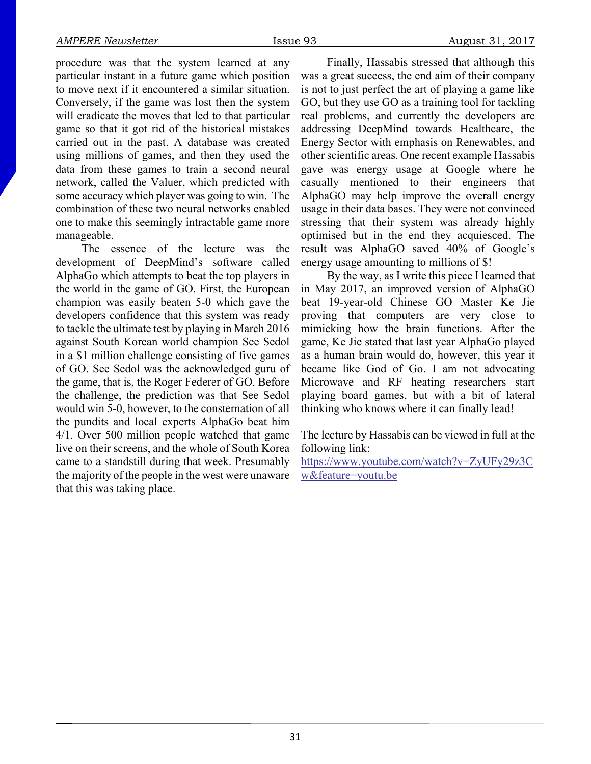procedure was that the system learned at any particular instant in a future game which position to move next if it encountered a similar situation. Conversely, if the game was lost then the system will eradicate the moves that led to that particular game so that it got rid of the historical mistakes carried out in the past. A database was created using millions of games, and then they used the data from these games to train a second neural network, called the Valuer, which predicted with some accuracy which player was going to win. The combination of these two neural networks enabled one to make this seemingly intractable game more manageable.

The essence of the lecture was the development of DeepMind's software called AlphaGo which attempts to beat the top players in the world in the game of GO. First, the European champion was easily beaten 5-0 which gave the developers confidence that this system was ready to tackle the ultimate test by playing in March 2016 against South Korean world champion See Sedol in a $1 million challenge consisting of five games of GO. See Sedol was the acknowledged guru of the game, that is, the Roger Federer of GO. Before the challenge, the prediction was that See Sedol would win 5-0, however, to the consternation of all the pundits and local experts AlphaGo beat him 4/1. Over 500 million people watched that game live on their screens, and the whole of South Korea came to a standstill during that week. Presumably the majority of the people in the west were unaware that this was taking place.

Finally, Hassabis stressed that although this was a great success, the end aim of their company is not to just perfect the art of playing a game like GO, but they use GO as a training tool for tackling real problems, and currently the developers are addressing DeepMind towards Healthcare, the Energy Sector with emphasis on Renewables, and other scientific areas. One recent example Hassabis gave was energy usage at Google where he casually mentioned to their engineers that AlphaGO may help improve the overall energy usage in their data bases. They were not convinced stressing that their system was already highly optimised but in the end they acquiesced. The result was AlphaGO saved 40% of Google's energy usage amounting to millions of $!

By the way, as I write this piece I learned that in May 2017, an improved version of AlphaGO beat 19-year-old Chinese GO Master Ke Jie proving that computers are very close to mimicking how the brain functions. After the game, Ke Jie stated that last year AlphaGo played as a human brain would do, however, this year it became like God of Go. I am not advocating Microwave and RF heating researchers start playing board games, but with a bit of lateral thinking who knows where it can finally lead!

The lecture by Hassabis can be viewed in full at the following link:
https://www.youtube.com/watch?v=ZyUFy29z3Cw&feature=youtu.be